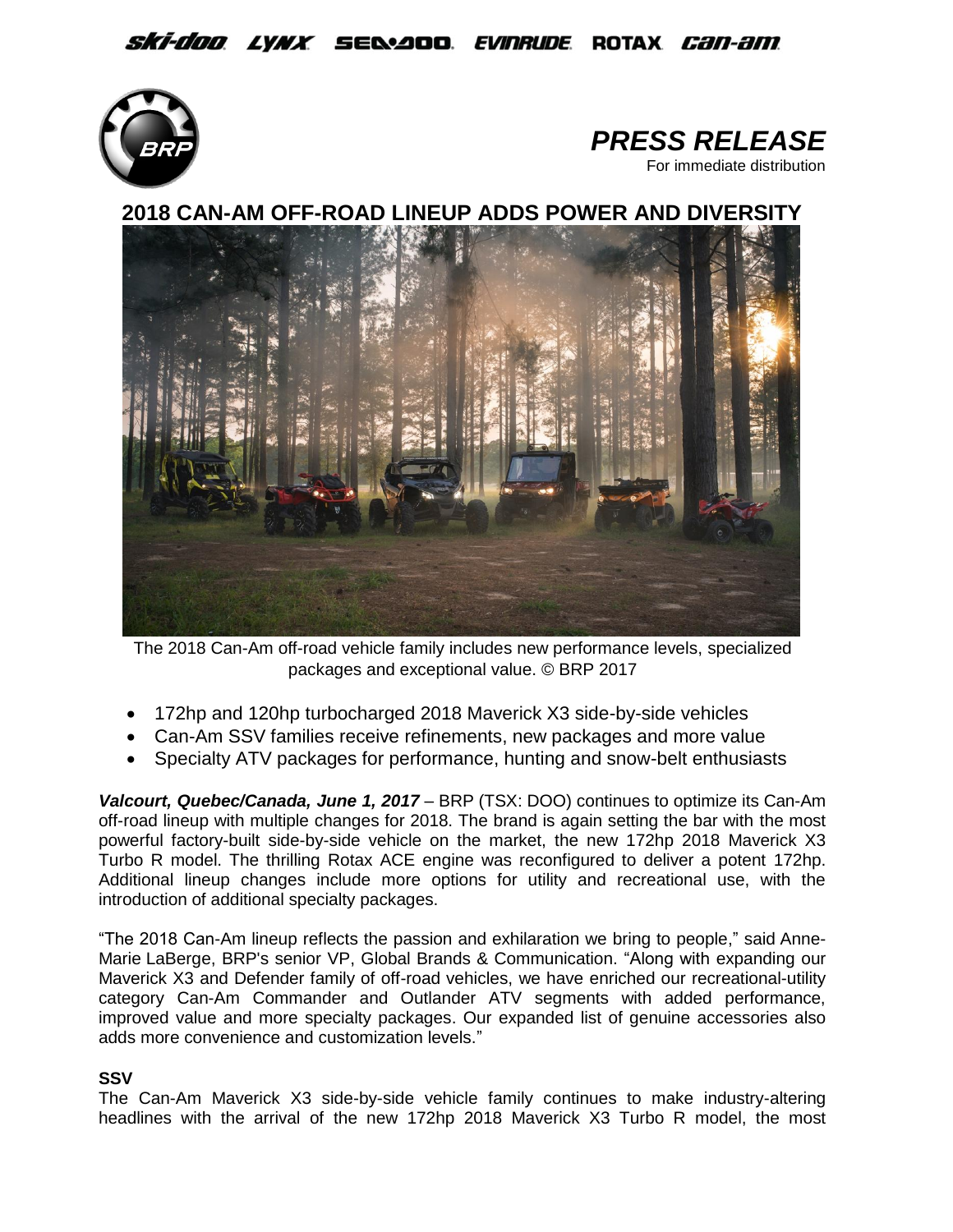ski-doo LYNX SEA-DOO EVINRUDE ROTAX can-am

***PRESS RELEASE***

For immediate distribution

# 2018 CAN-AM OFF-ROAD LINEUP ADDS POWER AND DIVERSITY

The 2018 Can-Am off-road vehicle family includes new performance levels, specialized packages and exceptional value. © BRP 2017

- 172hp and 120hp turbocharged 2018 Maverick X3 side-by-side vehicles
- Can-Am SSV families receive refinements, new packages and more value
- Specialty ATV packages for performance, hunting and snow-belt enthusiasts

***Valcourt, Quebec/Canada, June 1, 2017*** – BRP (TSX: DOO) continues to optimize its Can-Am off-road lineup with multiple changes for 2018. The brand is again setting the bar with the most powerful factory-built side-by-side vehicle on the market, the new 172hp 2018 Maverick X3 Turbo R model. The thrilling Rotax ACE engine was reconfigured to deliver a potent 172hp. Additional lineup changes include more options for utility and recreational use, with the introduction of additional specialty packages.

"The 2018 Can-Am lineup reflects the passion and exhilaration we bring to people," said Anne-Marie LaBerge, BRP's senior VP, Global Brands & Communication. "Along with expanding our Maverick X3 and Defender family of off-road vehicles, we have enriched our recreational-utility category Can-Am Commander and Outlander ATV segments with added performance, improved value and more specialty packages. Our expanded list of genuine accessories also adds more convenience and customization levels."

**SSV**

The Can-Am Maverick X3 side-by-side vehicle family continues to make industry-altering headlines with the arrival of the new 172hp 2018 Maverick X3 Turbo R model, the most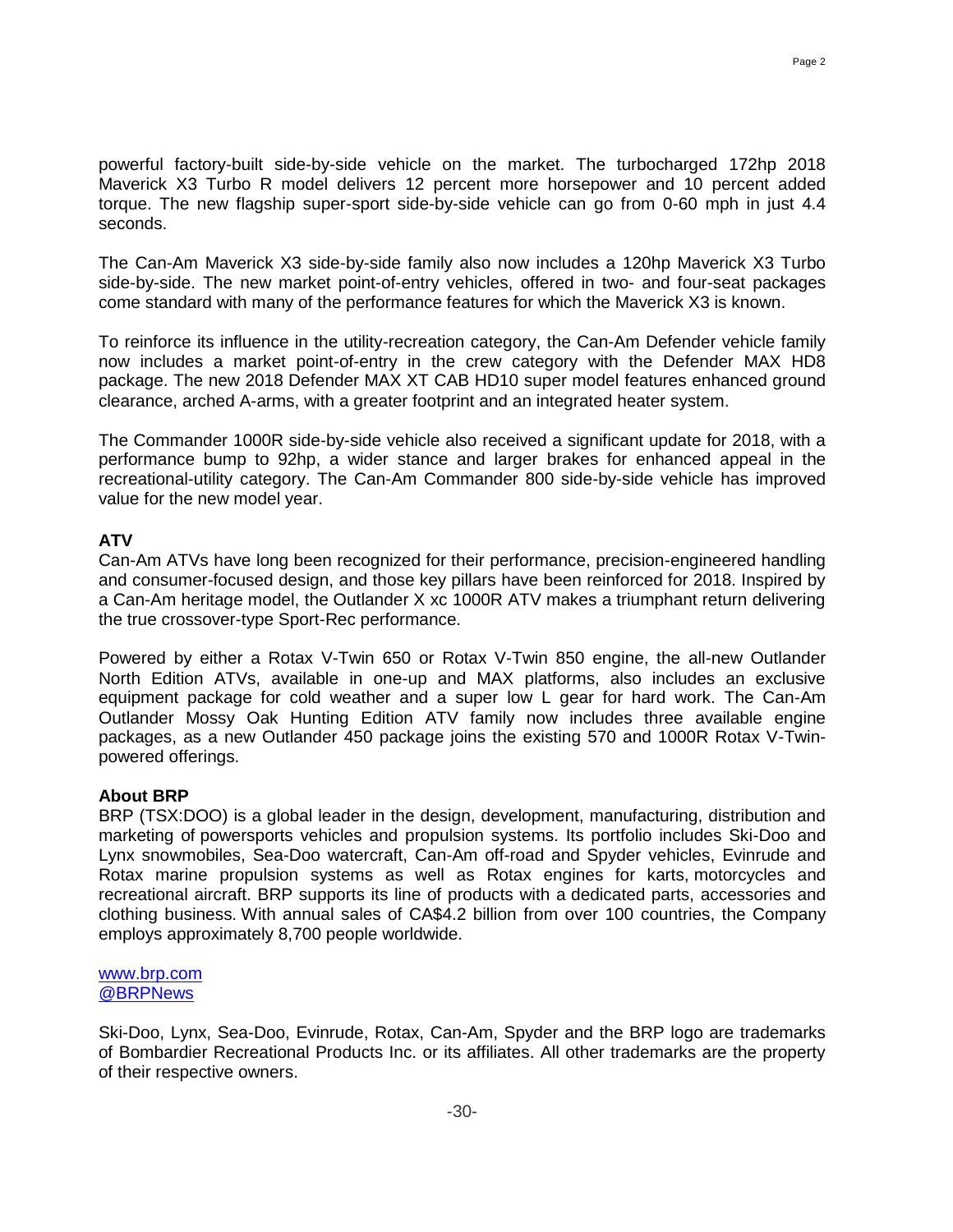powerful factory-built side-by-side vehicle on the market. The turbocharged 172hp 2018 Maverick X3 Turbo R model delivers 12 percent more horsepower and 10 percent added torque. The new flagship super-sport side-by-side vehicle can go from 0-60 mph in just 4.4 seconds.

The Can-Am Maverick X3 side-by-side family also now includes a 120hp Maverick X3 Turbo side-by-side. The new market point-of-entry vehicles, offered in two- and four-seat packages come standard with many of the performance features for which the Maverick X3 is known.

To reinforce its influence in the utility-recreation category, the Can-Am Defender vehicle family now includes a market point-of-entry in the crew category with the Defender MAX HD8 package. The new 2018 Defender MAX XT CAB HD10 super model features enhanced ground clearance, arched A-arms, with a greater footprint and an integrated heater system.

The Commander 1000R side-by-side vehicle also received a significant update for 2018, with a performance bump to 92hp, a wider stance and larger brakes for enhanced appeal in the recreational-utility category. The Can-Am Commander 800 side-by-side vehicle has improved value for the new model year.

**ATV**

Can-Am ATVs have long been recognized for their performance, precision-engineered handling and consumer-focused design, and those key pillars have been reinforced for 2018. Inspired by a Can-Am heritage model, the Outlander X xc 1000R ATV makes a triumphant return delivering the true crossover-type Sport-Rec performance.

Powered by either a Rotax V-Twin 650 or Rotax V-Twin 850 engine, the all-new Outlander North Edition ATVs, available in one-up and MAX platforms, also includes an exclusive equipment package for cold weather and a super low L gear for hard work. The Can-Am Outlander Mossy Oak Hunting Edition ATV family now includes three available engine packages, as a new Outlander 450 package joins the existing 570 and 1000R Rotax V-Twin-powered offerings.

**About BRP**

BRP (TSX:DOO) is a global leader in the design, development, manufacturing, distribution and marketing of powersports vehicles and propulsion systems. Its portfolio includes Ski-Doo and Lynx snowmobiles, Sea-Doo watercraft, Can-Am off-road and Spyder vehicles, Evinrude and Rotax marine propulsion systems as well as Rotax engines for karts, motorcycles and recreational aircraft. BRP supports its line of products with a dedicated parts, accessories and clothing business. With annual sales of CA$4.2 billion from over 100 countries, the Company employs approximately 8,700 people worldwide.

www.brp.com
@BRPNews

Ski-Doo, Lynx, Sea-Doo, Evinrude, Rotax, Can-Am, Spyder and the BRP logo are trademarks of Bombardier Recreational Products Inc. or its affiliates. All other trademarks are the property of their respective owners.

-30-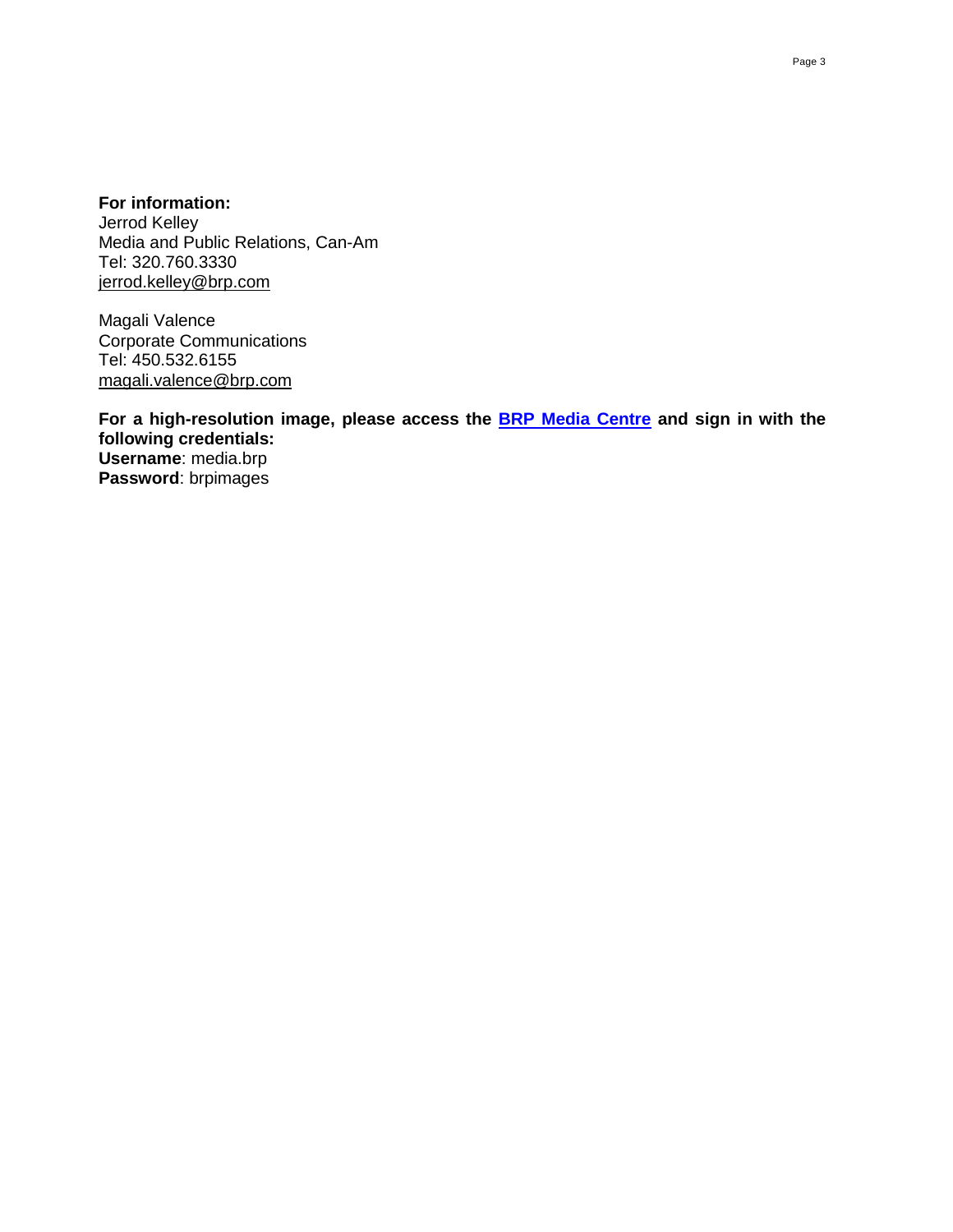**For information:**
Jerrod Kelley
Media and Public Relations, Can-Am
Tel: 320.760.3330
jerrod.kelley@brp.com

Magali Valence
Corporate Communications
Tel: 450.532.6155
magali.valence@brp.com

**For a high-resolution image, please access the BRP Media Centre and sign in with the following credentials:**
**Username**: media.brp
**Password**: brpimages